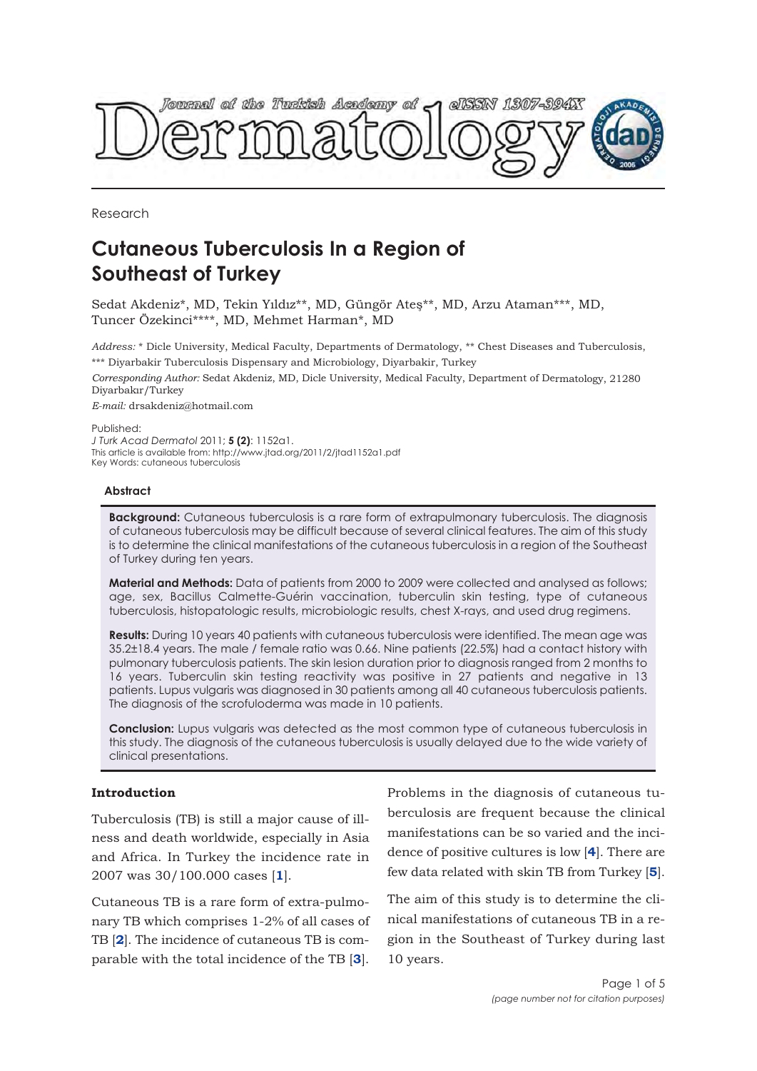Research

# Cutaneous Tuberculosis In a Region of Southeast of Turkey

Sedat Akdeniz*, MD, Tekin Yıldız**, MD, Güngör Ateş**, MD, Arzu Ataman***, MD, Tuncer Özekinci****, MD, Mehmet Harman*, MD

*Address:* * Dicle University, Medical Faculty, Departments of Dermatology, ** Chest Diseases and Tuberculosis, *** Diyarbakir Tuberculosis Dispensary and Microbiology, Diyarbakir, Turkey

*Corresponding Author:* Sedat Akdeniz, MD, Dicle University, Medical Faculty, Department of Dermatology, 21280 Diyarbakır/Turkey

*E-mail:* drsakdeniz@hotmail.com

Published:
*J Turk Acad Dermatol* 2011; **5 (2)**: 1152a1.
This article is available from: http://www.jtad.org/2011/2/jtad1152a1.pdf
Key Words: cutaneous tuberculosis

#### Abstract

**Background:** Cutaneous tuberculosis is a rare form of extrapulmonary tuberculosis. The diagnosis of cutaneous tuberculosis may be difficult because of several clinical features. The aim of this study is to determine the clinical manifestations of the cutaneous tuberculosis in a region of the Southeast of Turkey during ten years.

**Material and Methods:** Data of patients from 2000 to 2009 were collected and analysed as follows; age, sex, Bacillus Calmette-Guérin vaccination, tuberculin skin testing, type of cutaneous tuberculosis, histopatologic results, microbiologic results, chest X-rays, and used drug regimens.

**Results:** During 10 years 40 patients with cutaneous tuberculosis were identified. The mean age was 35.2±18.4 years. The male / female ratio was 0.66. Nine patients (22.5%) had a contact history with pulmonary tuberculosis patients. The skin lesion duration prior to diagnosis ranged from 2 months to 16 years. Tuberculin skin testing reactivity was positive in 27 patients and negative in 13 patients. Lupus vulgaris was diagnosed in 30 patients among all 40 cutaneous tuberculosis patients. The diagnosis of the scrofuloderma was made in 10 patients.

**Conclusion:** Lupus vulgaris was detected as the most common type of cutaneous tuberculosis in this study. The diagnosis of the cutaneous tuberculosis is usually delayed due to the wide variety of clinical presentations.

## Introduction

Tuberculosis (TB) is still a major cause of illness and death worldwide, especially in Asia and Africa. In Turkey the incidence rate in 2007 was 30/100.000 cases [1].

Cutaneous TB is a rare form of extra-pulmonary TB which comprises 1-2% of all cases of TB [2]. The incidence of cutaneous TB is comparable with the total incidence of the TB [3].

Problems in the diagnosis of cutaneous tuberculosis are frequent because the clinical manifestations can be so varied and the incidence of positive cultures is low [4]. There are few data related with skin TB from Turkey [5].

The aim of this study is to determine the clinical manifestations of cutaneous TB in a region in the Southeast of Turkey during last 10 years.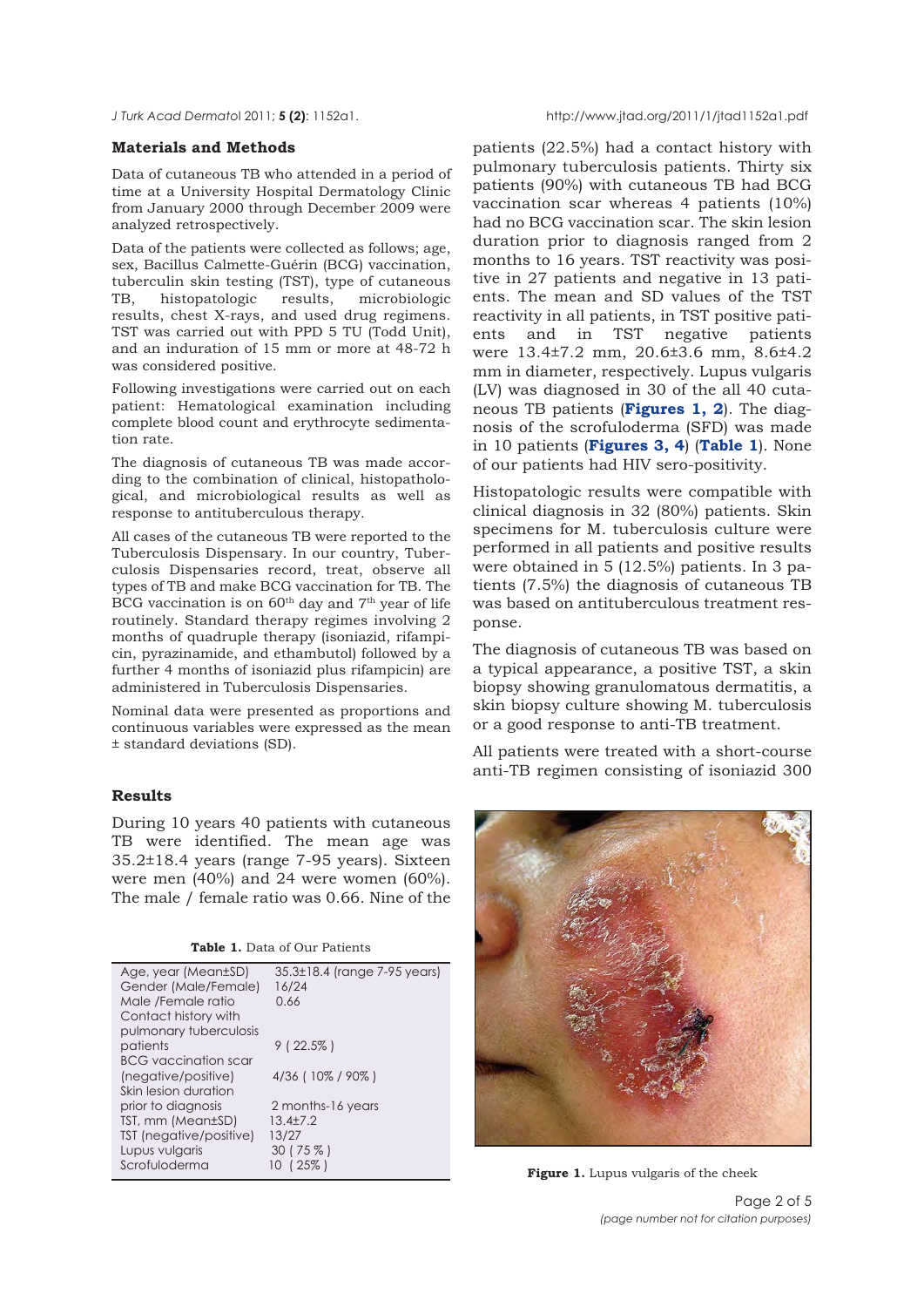## Materials and Methods

Data of cutaneous TB who attended in a period of time at a University Hospital Dermatology Clinic from January 2000 through December 2009 were analyzed retrospectively.

Data of the patients were collected as follows; age, sex, Bacillus Calmette-Guérin (BCG) vaccination, tuberculin skin testing (TST), type of cutaneous TB, histopatologic results, microbiologic results, chest X-rays, and used drug regimens. TST was carried out with PPD 5 TU (Todd Unit), and an induration of 15 mm or more at 48-72 h was considered positive.

Following investigations were carried out on each patient: Hematological examination including complete blood count and erythrocyte sedimentation rate.

The diagnosis of cutaneous TB was made according to the combination of clinical, histopathological, and microbiological results as well as response to antituberculous therapy.

All cases of the cutaneous TB were reported to the Tuberculosis Dispensary. In our country, Tuberculosis Dispensaries record, treat, observe all types of TB and make BCG vaccination for TB. The BCG vaccination is on 60th day and 7th year of life routinely. Standard therapy regimes involving 2 months of quadruple therapy (isoniazid, rifampicin, pyrazinamide, and ethambutol) followed by a further 4 months of isoniazid plus rifampicin) are administered in Tuberculosis Dispensaries.

Nominal data were presented as proportions and continuous variables were expressed as the mean ± standard deviations (SD).

## Results

During 10 years 40 patients with cutaneous TB were identified. The mean age was 35.2±18.4 years (range 7-95 years). Sixteen were men (40%) and 24 were women (60%). The male / female ratio was 0.66. Nine of the patients (22.5%) had a contact history with pulmonary tuberculosis patients. Thirty six patients (90%) with cutaneous TB had BCG vaccination scar whereas 4 patients (10%) had no BCG vaccination scar. The skin lesion duration prior to diagnosis ranged from 2 months to 16 years. TST reactivity was positive in 27 patients and negative in 13 patients. The mean and SD values of the TST reactivity in all patients, in TST positive patients and in TST negative patients were 13.4±7.2 mm, 20.6±3.6 mm, 8.6±4.2 mm in diameter, respectively. Lupus vulgaris (LV) was diagnosed in 30 of the all 40 cutaneous TB patients (**Figures 1, 2**). The diagnosis of the scrofuloderma (SFD) was made in 10 patients (**Figures 3, 4**) (**Table 1**). None of our patients had HIV sero-positivity.

**Table 1.** Data of Our Patients

| | |
|---|---|
| Age, year (Mean±SD) | 35.3±18.4 (range 7-95 years) |
| Gender (Male/Female) | 16/24 |
| Male /Female ratio | 0.66 |
| Contact history with pulmonary tuberculosis patients | 9 ( 22.5% ) |
| BCG vaccination scar (negative/positive) | 4/36 ( 10% / 90% ) |
| Skin lesion duration prior to diagnosis | 2 months-16 years |
| TST, mm (Mean±SD) | 13.4±7.2 |
| TST (negative/positive) | 13/27 |
| Lupus vulgaris | 30 ( 75 % ) |
| Scrofuloderma | 10 ( 25% ) |

Histopatologic results were compatible with clinical diagnosis in 32 (80%) patients. Skin specimens for M. tuberculosis culture were performed in all patients and positive results were obtained in 5 (12.5%) patients. In 3 patients (7.5%) the diagnosis of cutaneous TB was based on antituberculous treatment response.

The diagnosis of cutaneous TB was based on a typical appearance, a positive TST, a skin biopsy showing granulomatous dermatitis, a skin biopsy culture showing M. tuberculosis or a good response to anti-TB treatment.

All patients were treated with a short-course anti-TB regimen consisting of isoniazid 300

**Figure 1.** Lupus vulgaris of the cheek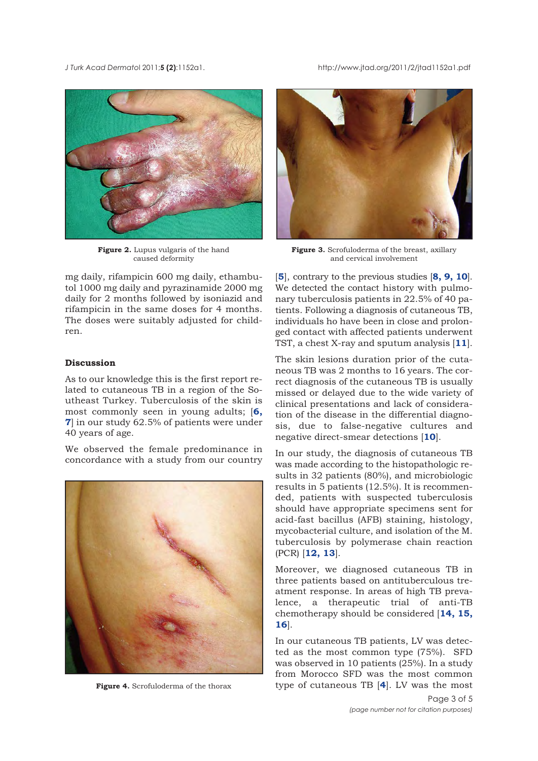Figure 2. Lupus vulgaris of the hand caused deformity

Figure 3. Scrofuloderma of the breast, axillary and cervical involvement

mg daily, rifampicin 600 mg daily, ethambutol 1000 mg daily and pyrazinamide 2000 mg daily for 2 months followed by isoniazid and rifampicin in the same doses for 4 months. The doses were suitably adjusted for children.

## Discussion

As to our knowledge this is the first report related to cutaneous TB in a region of the Southeast Turkey. Tuberculosis of the skin is most commonly seen in young adults; [**6, 7**] in our study 62.5% of patients were under 40 years of age.

We observed the female predominance in concordance with a study from our country [**5**], contrary to the previous studies [**8, 9, 10**]. We detected the contact history with pulmonary tuberculosis patients in 22.5% of 40 patients. Following a diagnosis of cutaneous TB, individuals ho have been in close and prolonged contact with affected patients underwent TST, a chest X-ray and sputum analysis [**11**].

Figure 4. Scrofuloderma of the thorax

The skin lesions duration prior of the cutaneous TB was 2 months to 16 years. The correct diagnosis of the cutaneous TB is usually missed or delayed due to the wide variety of clinical presentations and lack of consideration of the disease in the differential diagnosis, due to false-negative cultures and negative direct-smear detections [**10**].

In our study, the diagnosis of cutaneous TB was made according to the histopathologic results in 32 patients (80%), and microbiologic results in 5 patients (12.5%). It is recommended, patients with suspected tuberculosis should have appropriate specimens sent for acid-fast bacillus (AFB) staining, histology, mycobacterial culture, and isolation of the M. tuberculosis by polymerase chain reaction (PCR) [**12, 13**].

Moreover, we diagnosed cutaneous TB in three patients based on antituberculous treatment response. In areas of high TB prevalence, a therapeutic trial of anti-TB chemotherapy should be considered [**14, 15, 16**].

In our cutaneous TB patients, LV was detected as the most common type (75%). SFD was observed in 10 patients (25%). In a study from Morocco SFD was the most common type of cutaneous TB [**4**]. LV was the most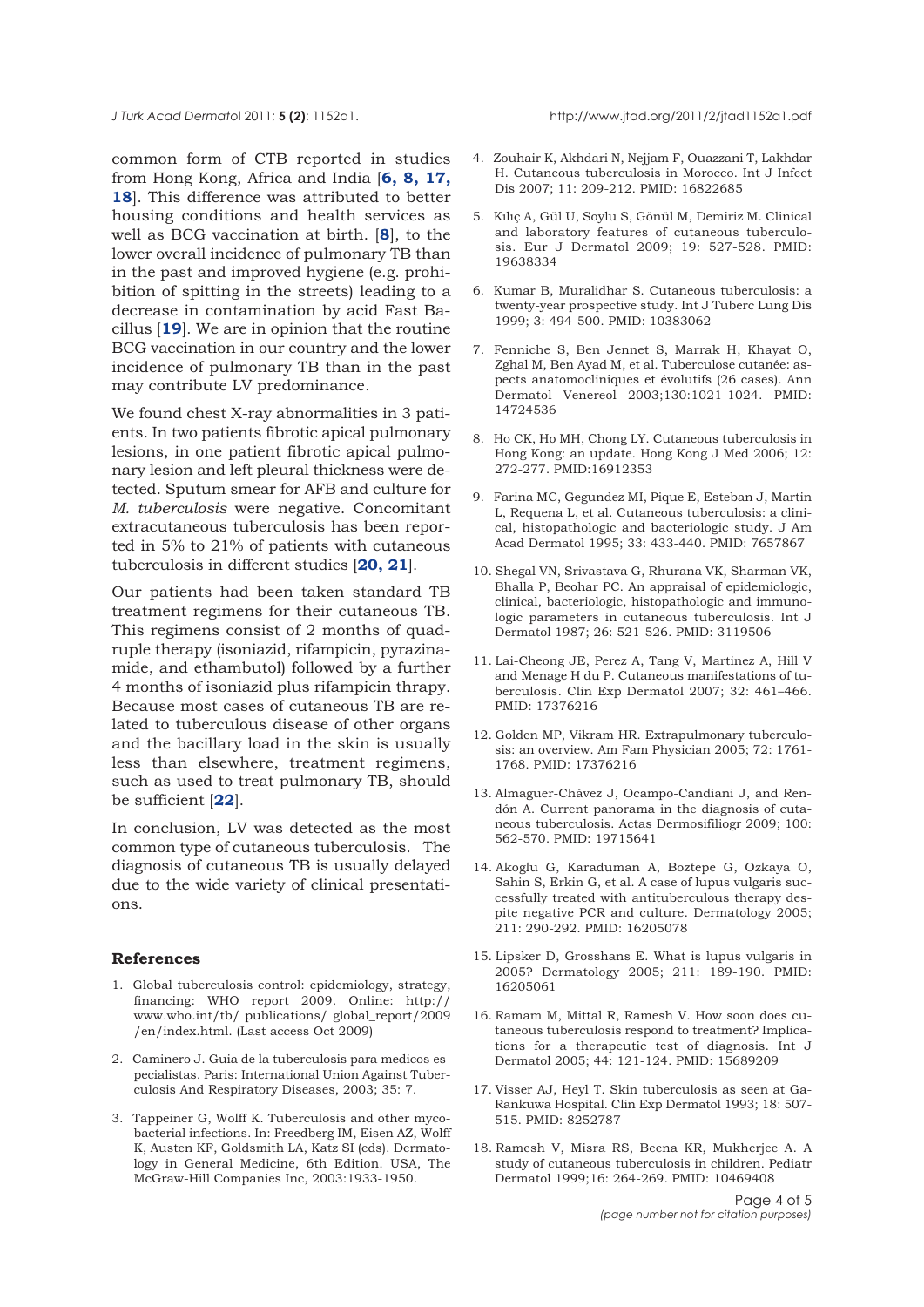common form of CTB reported in studies from Hong Kong, Africa and India [**6, 8, 17, 18**]. This difference was attributed to better housing conditions and health services as well as BCG vaccination at birth. [**8**], to the lower overall incidence of pulmonary TB than in the past and improved hygiene (e.g. prohibition of spitting in the streets) leading to a decrease in contamination by acid Fast Bacillus [**19**]. We are in opinion that the routine BCG vaccination in our country and the lower incidence of pulmonary TB than in the past may contribute LV predominance.

We found chest X-ray abnormalities in 3 patients. In two patients fibrotic apical pulmonary lesions, in one patient fibrotic apical pulmonary lesion and left pleural thickness were detected. Sputum smear for AFB and culture for *M. tuberculosis* were negative. Concomitant extracutaneous tuberculosis has been reported in 5% to 21% of patients with cutaneous tuberculosis in different studies [**20, 21**].

Our patients had been taken standard TB treatment regimens for their cutaneous TB. This regimens consist of 2 months of quadruple therapy (isoniazid, rifampicin, pyrazinamide, and ethambutol) followed by a further 4 months of isoniazid plus rifampicin thrapy. Because most cases of cutaneous TB are related to tuberculous disease of other organs and the bacillary load in the skin is usually less than elsewhere, treatment regimens, such as used to treat pulmonary TB, should be sufficient [**22**].

In conclusion, LV was detected as the most common type of cutaneous tuberculosis. The diagnosis of cutaneous TB is usually delayed due to the wide variety of clinical presentations.

## References

1. Global tuberculosis control: epidemiology, strategy, financing: WHO report 2009. Online: http:// www.who.int/tb/ publications/ global_report/2009 /en/index.html. (Last access Oct 2009)
2. Caminero J. Guia de la tuberculosis para medicos especialistas. Paris: International Union Against Tuberculosis And Respiratory Diseases, 2003; 35: 7.
3. Tappeiner G, Wolff K. Tuberculosis and other mycobacterial infections. In: Freedberg IM, Eisen AZ, Wolff K, Austen KF, Goldsmith LA, Katz SI (eds). Dermatology in General Medicine, 6th Edition. USA, The McGraw-Hill Companies Inc, 2003:1933-1950.
4. Zouhair K, Akhdari N, Nejjam F, Ouazzani T, Lakhdar H. Cutaneous tuberculosis in Morocco. Int J Infect Dis 2007; 11: 209-212. PMID: 16822685
5. Kılıç A, Gül U, Soylu S, Gönül M, Demiriz M. Clinical and laboratory features of cutaneous tuberculosis. Eur J Dermatol 2009; 19: 527-528. PMID: 19638334
6. Kumar B, Muralidhar S. Cutaneous tuberculosis: a twenty-year prospective study. Int J Tuberc Lung Dis 1999; 3: 494-500. PMID: 10383062
7. Fenniche S, Ben Jennet S, Marrak H, Khayat O, Zghal M, Ben Ayad M, et al. Tuberculose cutanée: aspects anatomocliniques et évolutifs (26 cases). Ann Dermatol Venereol 2003;130:1021-1024. PMID: 14724536
8. Ho CK, Ho MH, Chong LY. Cutaneous tuberculosis in Hong Kong: an update. Hong Kong J Med 2006; 12: 272-277. PMID:16912353
9. Farina MC, Gegundez MI, Pique E, Esteban J, Martin L, Requena L, et al. Cutaneous tuberculosis: a clinical, histopathologic and bacteriologic study. J Am Acad Dermatol 1995; 33: 433-440. PMID: 7657867
10. Shegal VN, Srivastava G, Rhurana VK, Sharman VK, Bhalla P, Beohar PC. An appraisal of epidemiologic, clinical, bacteriologic, histopathologic and immunologic parameters in cutaneous tuberculosis. Int J Dermatol 1987; 26: 521-526. PMID: 3119506
11. Lai-Cheong JE, Perez A, Tang V, Martinez A, Hill V and Menage H du P. Cutaneous manifestations of tuberculosis. Clin Exp Dermatol 2007; 32: 461–466. PMID: 17376216
12. Golden MP, Vikram HR. Extrapulmonary tuberculosis: an overview. Am Fam Physician 2005; 72: 1761-1768. PMID: 17376216
13. Almaguer-Chávez J, Ocampo-Candiani J, and Rendón A. Current panorama in the diagnosis of cutaneous tuberculosis. Actas Dermosifiliogr 2009; 100: 562-570. PMID: 19715641
14. Akoglu G, Karaduman A, Boztepe G, Ozkaya O, Sahin S, Erkin G, et al. A case of lupus vulgaris successfully treated with antituberculous therapy despite negative PCR and culture. Dermatology 2005; 211: 290-292. PMID: 16205078
15. Lipsker D, Grosshans E. What is lupus vulgaris in 2005? Dermatology 2005; 211: 189-190. PMID: 16205061
16. Ramam M, Mittal R, Ramesh V. How soon does cutaneous tuberculosis respond to treatment? Implications for a therapeutic test of diagnosis. Int J Dermatol 2005; 44: 121-124. PMID: 15689209
17. Visser AJ, Heyl T. Skin tuberculosis as seen at Ga-Rankuwa Hospital. Clin Exp Dermatol 1993; 18: 507-515. PMID: 8252787
18. Ramesh V, Misra RS, Beena KR, Mukherjee A. A study of cutaneous tuberculosis in children. Pediatr Dermatol 1999;16: 264-269. PMID: 10469408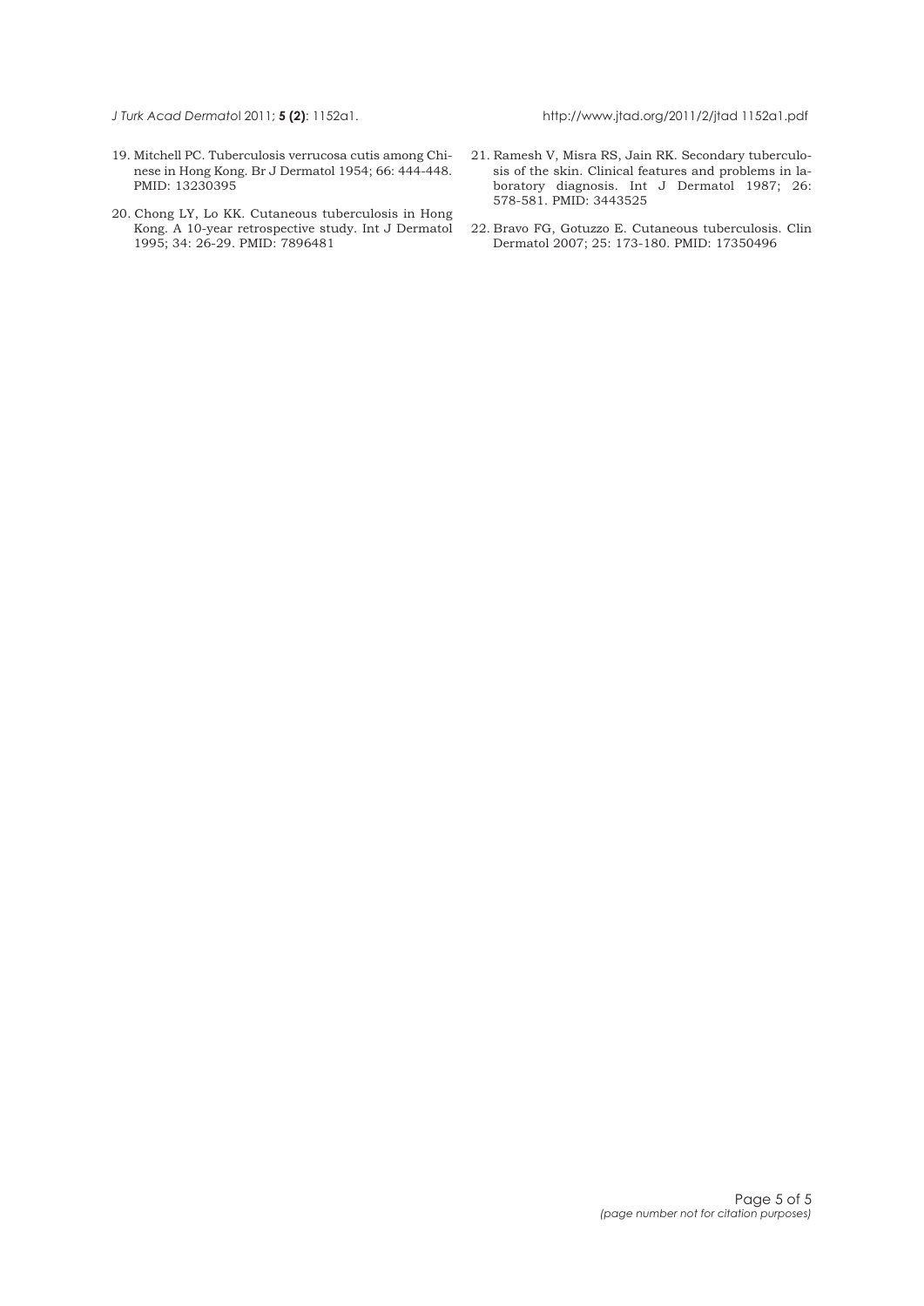19. Mitchell PC. Tuberculosis verrucosa cutis among Chinese in Hong Kong. Br J Dermatol 1954; 66: 444-448. PMID: 13230395

20. Chong LY, Lo KK. Cutaneous tuberculosis in Hong Kong. A 10-year retrospective study. Int J Dermatol 1995; 34: 26-29. PMID: 7896481

21. Ramesh V, Misra RS, Jain RK. Secondary tuberculosis of the skin. Clinical features and problems in laboratory diagnosis. Int J Dermatol 1987; 26: 578-581. PMID: 3443525

22. Bravo FG, Gotuzzo E. Cutaneous tuberculosis. Clin Dermatol 2007; 25: 173-180. PMID: 17350496